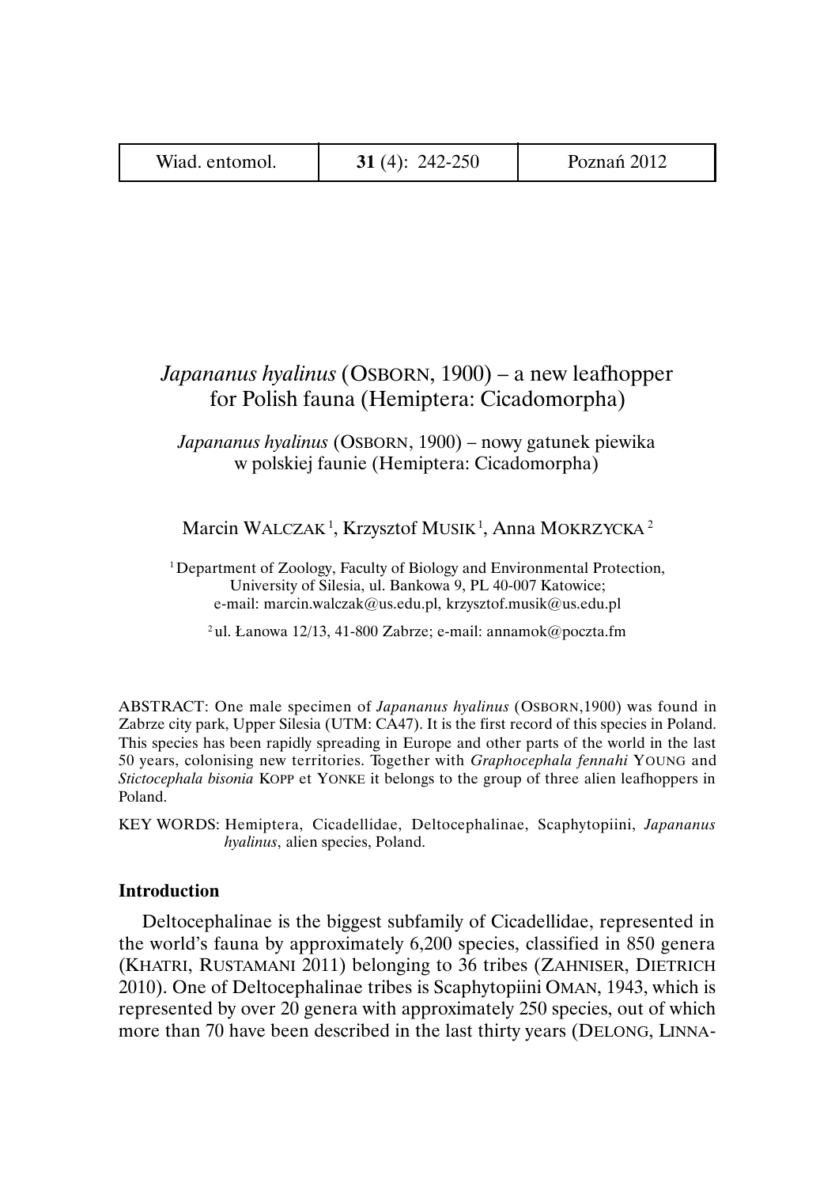# *Japananus hyalinus* (OSBORN, 1900) – a new leafhopper for Polish fauna (Hemiptera: Cicadomorpha)

*Japananus hyalinus* (OSBORN, 1900) – nowy gatunek piewika w polskiej faunie (Hemiptera: Cicadomorpha)

Marcin WALCZAK [1], Krzysztof MUSIK [1], Anna MOKRZYCKA [2]

[1] Department of Zoology, Faculty of Biology and Environmental Protection, University of Silesia, ul. Bankowa 9, PL 40-007 Katowice; e-mail: marcin.walczak@us.edu.pl, krzysztof.musik@us.edu.pl

[2] ul. Łanowa 12/13, 41-800 Zabrze; e-mail: annamok@poczta.fm

ABSTRACT: One male specimen of *Japananus hyalinus* (OSBORN,1900) was found in Zabrze city park, Upper Silesia (UTM: CA47). It is the first record of this species in Poland. This species has been rapidly spreading in Europe and other parts of the world in the last 50 years, colonising new territories. Together with *Graphocephala fennahi* YOUNG and *Stictocephala bisonia* KOPP et YONKE it belongs to the group of three alien leafhoppers in Poland.

KEY WORDS: Hemiptera, Cicadellidae, Deltocephalinae, Scaphytopiini, *Japananus hyalinus*, alien species, Poland.

## Introduction

Deltocephalinae is the biggest subfamily of Cicadellidae, represented in the world's fauna by approximately 6,200 species, classified in 850 genera (KHATRI, RUSTAMANI 2011) belonging to 36 tribes (ZAHNISER, DIETRICH 2010). One of Deltocephalinae tribes is Scaphytopiini OMAN, 1943, which is represented by over 20 genera with approximately 250 species, out of which more than 70 have been described in the last thirty years (DELONG, LINNA-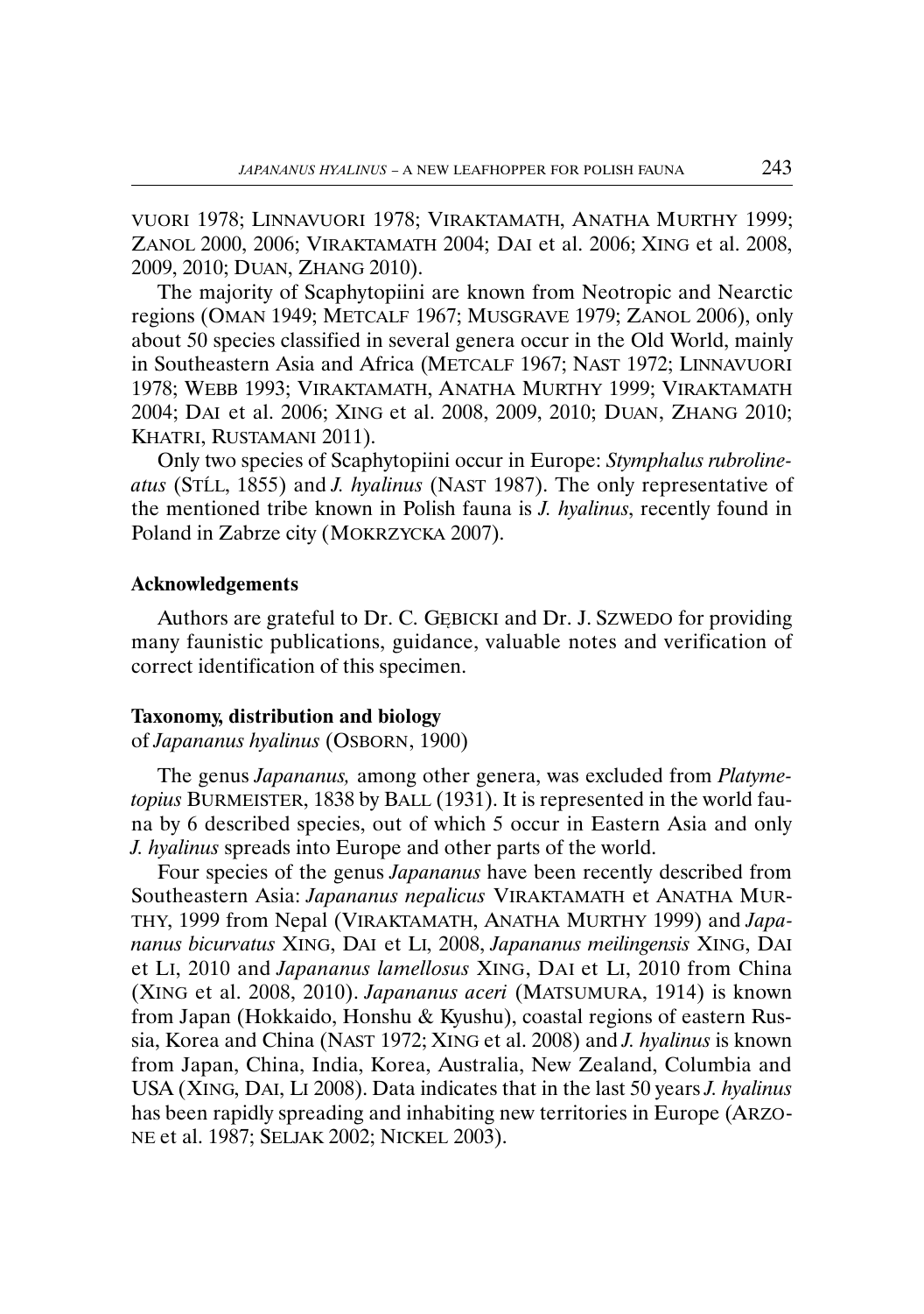VUORI 1978; LINNAVUORI 1978; VIRAKTAMATH, ANATHA MURTHY 1999; ZANOL 2000, 2006; VIRAKTAMATH 2004; DAI et al. 2006; XING et al. 2008, 2009, 2010; DUAN, ZHANG 2010).

The majority of Scaphytopiini are known from Neotropic and Nearctic regions (OMAN 1949; METCALF 1967; MUSGRAVE 1979; ZANOL 2006), only about 50 species classified in several genera occur in the Old World, mainly in Southeastern Asia and Africa (METCALF 1967; NAST 1972; LINNAVUORI 1978; WEBB 1993; VIRAKTAMATH, ANATHA MURTHY 1999; VIRAKTAMATH 2004; DAI et al. 2006; XING et al. 2008, 2009, 2010; DUAN, ZHANG 2010; KHATRI, RUSTAMANI 2011).

Only two species of Scaphytopiini occur in Europe: *Stymphalus rubrolineatus* (STÅL, 1855) and *J. hyalinus* (NAST 1987). The only representative of the mentioned tribe known in Polish fauna is *J. hyalinus*, recently found in Poland in Zabrze city (MOKRZYCKA 2007).

### Acknowledgements

Authors are grateful to Dr. C. GĘBICKI and Dr. J. SZWEDO for providing many faunistic publications, guidance, valuable notes and verification of correct identification of this specimen.

### Taxonomy, distribution and biology

of *Japananus hyalinus* (OSBORN, 1900)

The genus *Japananus,* among other genera, was excluded from *Platymetopius* BURMEISTER, 1838 by BALL (1931). It is represented in the world fauna by 6 described species, out of which 5 occur in Eastern Asia and only *J. hyalinus* spreads into Europe and other parts of the world.

Four species of the genus *Japananus* have been recently described from Southeastern Asia: *Japananus nepalicus* VIRAKTAMATH et ANATHA MURTHY, 1999 from Nepal (VIRAKTAMATH, ANATHA MURTHY 1999) and *Japananus bicurvatus* XING, DAI et LI, 2008, *Japananus meilingensis* XING, DAI et LI, 2010 and *Japananus lamellosus* XING, DAI et LI, 2010 from China (XING et al. 2008, 2010). *Japananus aceri* (MATSUMURA, 1914) is known from Japan (Hokkaido, Honshu & Kyushu), coastal regions of eastern Russia, Korea and China (NAST 1972; XING et al. 2008) and *J. hyalinus* is known from Japan, China, India, Korea, Australia, New Zealand, Columbia and USA (XING, DAI, LI 2008). Data indicates that in the last 50 years *J. hyalinus* has been rapidly spreading and inhabiting new territories in Europe (ARZONE et al. 1987; SELJAK 2002; NICKEL 2003).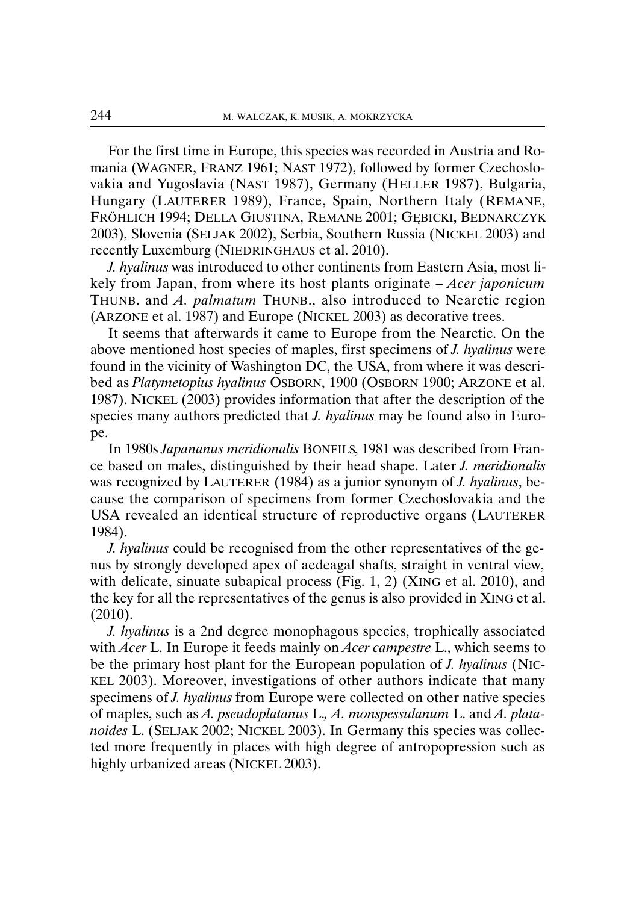For the first time in Europe, this species was recorded in Austria and Romania (WAGNER, FRANZ 1961; NAST 1972), followed by former Czechoslovakia and Yugoslavia (NAST 1987), Germany (HELLER 1987), Bulgaria, Hungary (LAUTERER 1989), France, Spain, Northern Italy (REMANE, FRÖHLICH 1994; DELLA GIUSTINA, REMANE 2001; GĘBICKI, BEDNARCZYK 2003), Slovenia (SELJAK 2002), Serbia, Southern Russia (NICKEL 2003) and recently Luxemburg (NIEDRINGHAUS et al. 2010).

*J. hyalinus* was introduced to other continents from Eastern Asia, most likely from Japan, from where its host plants originate – *Acer japonicum* THUNB. and *A. palmatum* THUNB., also introduced to Nearctic region (ARZONE et al. 1987) and Europe (NICKEL 2003) as decorative trees.

It seems that afterwards it came to Europe from the Nearctic. On the above mentioned host species of maples, first specimens of *J. hyalinus* were found in the vicinity of Washington DC, the USA, from where it was described as *Platymetopius hyalinus* OSBORN, 1900 (OSBORN 1900; ARZONE et al. 1987). NICKEL (2003) provides information that after the description of the species many authors predicted that *J. hyalinus* may be found also in Europe.

In 1980s *Japananus meridionalis* BONFILS, 1981 was described from France based on males, distinguished by their head shape. Later *J. meridionalis* was recognized by LAUTERER (1984) as a junior synonym of *J. hyalinus*, because the comparison of specimens from former Czechoslovakia and the USA revealed an identical structure of reproductive organs (LAUTERER 1984).

*J. hyalinus* could be recognised from the other representatives of the genus by strongly developed apex of aedeagal shafts, straight in ventral view, with delicate, sinuate subapical process (Fig. 1, 2) (XING et al. 2010), and the key for all the representatives of the genus is also provided in XING et al. (2010).

*J. hyalinus* is a 2nd degree monophagous species, trophically associated with *Acer* L. In Europe it feeds mainly on *Acer campestre* L., which seems to be the primary host plant for the European population of *J. hyalinus* (NICKEL 2003). Moreover, investigations of other authors indicate that many specimens of *J. hyalinus* from Europe were collected on other native species of maples, such as *A. pseudoplatanus* L.*, A. monspessulanum* L. and *A. platanoides* L. (SELJAK 2002; NICKEL 2003). In Germany this species was collected more frequently in places with high degree of antropopression such as highly urbanized areas (NICKEL 2003).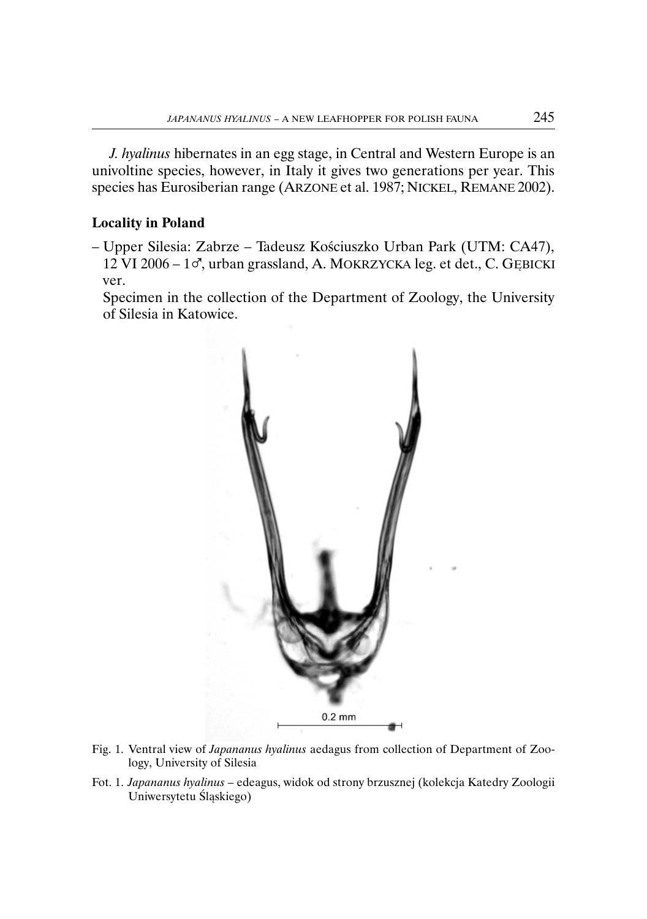*J. hyalinus* hibernates in an egg stage, in Central and Western Europe is an univoltine species, however, in Italy it gives two generations per year. This species has Eurosiberian range (ARZONE et al. 1987; NICKEL, REMANE 2002).

## Locality in Poland

– Upper Silesia: Zabrze – Tadeusz Kościuszko Urban Park (UTM: CA47), 12 VI 2006 – 1♂, urban grassland, A. MOKRZYCKA leg. et det., C. GĘBICKI ver.

Specimen in the collection of the Department of Zoology, the University of Silesia in Katowice.

Fig. 1. Ventral view of *Japananus hyalinus* aedagus from collection of Department of Zoology, University of Silesia

Fot. 1. *Japananus hyalinus* – edeagus, widok od strony brzusznej (kolekcja Katedry Zoologii Uniwersytetu Śląskiego)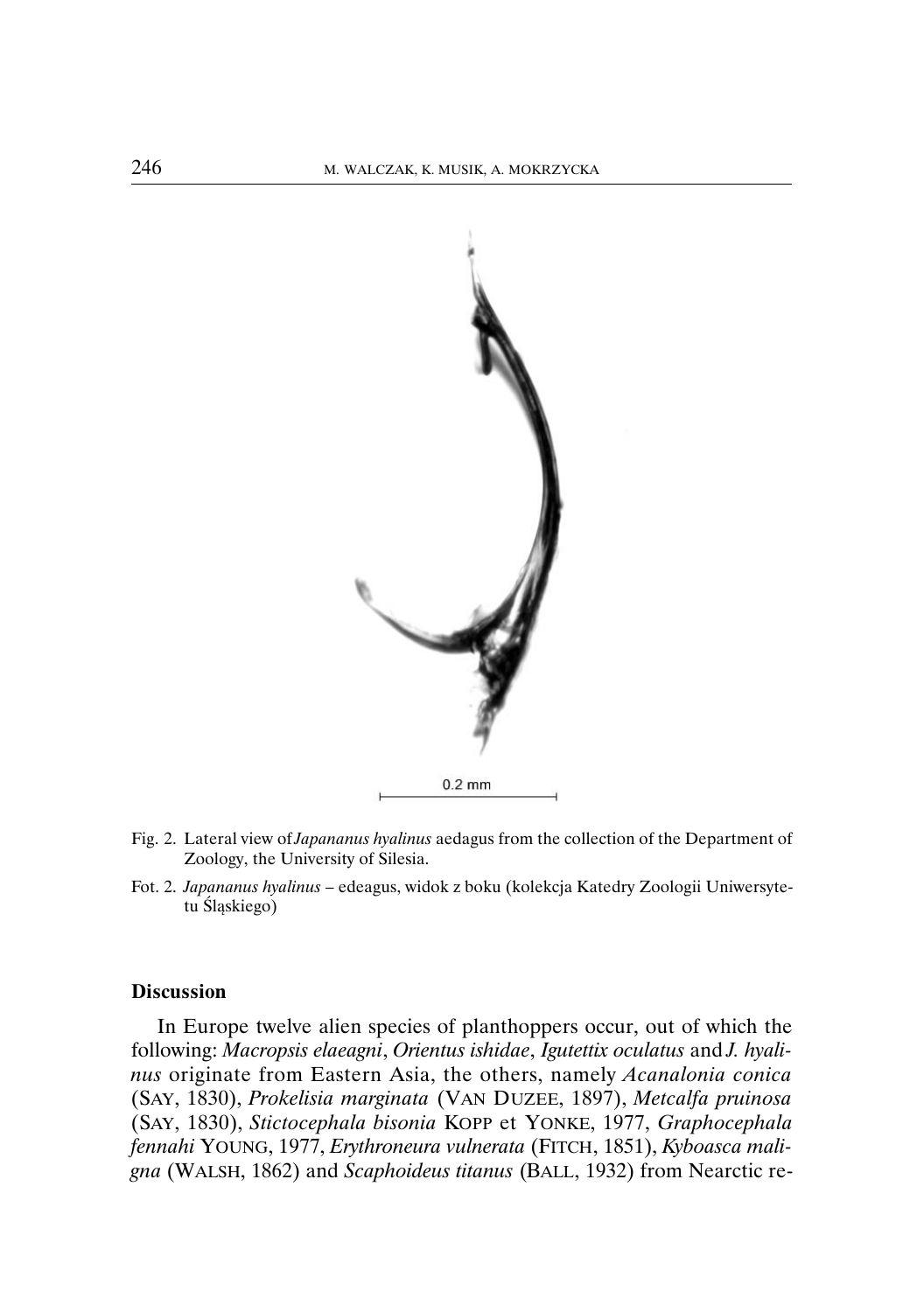0.2 mm

Fig. 2. Lateral view of *Japananus hyalinus* aedagus from the collection of the Department of Zoology, the University of Silesia.

Fot. 2. *Japananus hyalinus* – edeagus, widok z boku (kolekcja Katedry Zoologii Uniwersytetu Śląskiego)

## Discussion

In Europe twelve alien species of planthoppers occur, out of which the following: *Macropsis elaeagni*, *Orientus ishidae*, *Igutettix oculatus* and *J. hyalinus* originate from Eastern Asia, the others, namely *Acanalonia conica* (SAY, 1830), *Prokelisia marginata* (VAN DUZEE, 1897), *Metcalfa pruinosa* (SAY, 1830), *Stictocephala bisonia* KOPP et YONKE, 1977, *Graphocephala fennahi* YOUNG, 1977, *Erythroneura vulnerata* (FITCH, 1851), *Kyboasca maligna* (WALSH, 1862) and *Scaphoideus titanus* (BALL, 1932) from Nearctic re-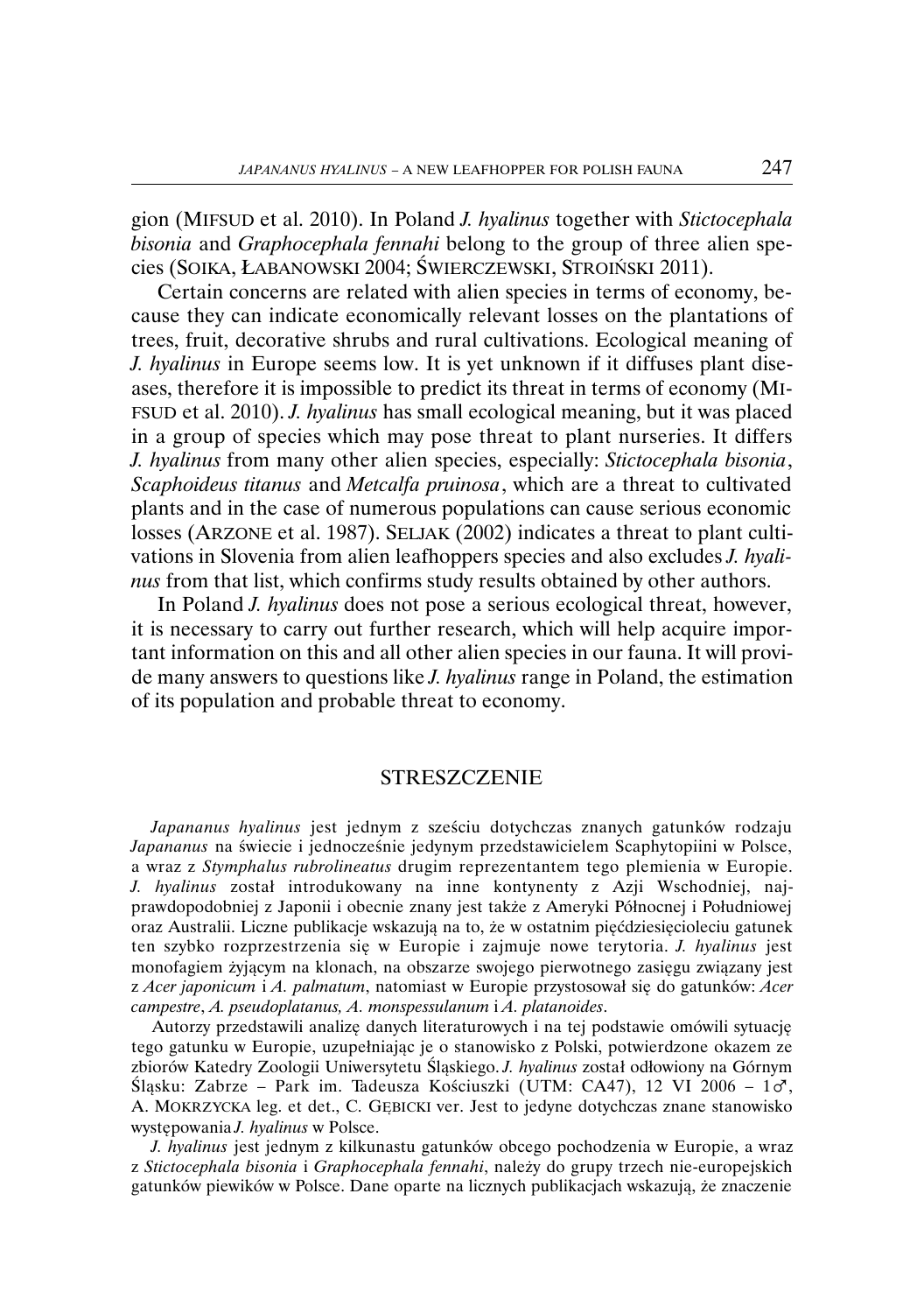gion (MIFSUD et al. 2010). In Poland *J. hyalinus* together with *Stictocephala bisonia* and *Graphocephala fennahi* belong to the group of three alien species (SOIKA, ŁABANOWSKI 2004; ŚWIERCZEWSKI, STROIŃSKI 2011).

Certain concerns are related with alien species in terms of economy, because they can indicate economically relevant losses on the plantations of trees, fruit, decorative shrubs and rural cultivations. Ecological meaning of *J. hyalinus* in Europe seems low. It is yet unknown if it diffuses plant diseases, therefore it is impossible to predict its threat in terms of economy (MIFSUD et al. 2010). *J. hyalinus* has small ecological meaning, but it was placed in a group of species which may pose threat to plant nurseries. It differs *J. hyalinus* from many other alien species, especially: *Stictocephala bisonia*, *Scaphoideus titanus* and *Metcalfa pruinosa*, which are a threat to cultivated plants and in the case of numerous populations can cause serious economic losses (ARZONE et al. 1987). SELJAK (2002) indicates a threat to plant cultivations in Slovenia from alien leafhoppers species and also excludes *J. hyalinus* from that list, which confirms study results obtained by other authors.

In Poland *J. hyalinus* does not pose a serious ecological threat, however, it is necessary to carry out further research, which will help acquire important information on this and all other alien species in our fauna. It will provide many answers to questions like *J. hyalinus* range in Poland, the estimation of its population and probable threat to economy.

## STRESZCZENIE

*Japananus hyalinus* jest jednym z sześciu dotychczas znanych gatunków rodzaju *Japananus* na świecie i jednocześnie jedynym przedstawicielem Scaphytopiini w Polsce, a wraz z *Stymphalus rubrolineatus* drugim reprezentantem tego plemienia w Europie. *J. hyalinus* został introdukowany na inne kontynenty z Azji Wschodniej, najprawdopodobniej z Japonii i obecnie znany jest także z Ameryki Północnej i Południowej oraz Australii. Liczne publikacje wskazują na to, że w ostatnim pięćdziesięcioleciu gatunek ten szybko rozprzestrzenia się w Europie i zajmuje nowe terytoria. *J. hyalinus* jest monofagiem żyjącym na klonach, na obszarze swojego pierwotnego zasięgu związany jest z *Acer japonicum* i *A. palmatum*, natomiast w Europie przystosował się do gatunków: *Acer campestre*, *A. pseudoplatanus, A. monspessulanum* i *A. platanoides*.

Autorzy przedstawili analizę danych literaturowych i na tej podstawie omówili sytuację tego gatunku w Europie, uzupełniając je o stanowisko z Polski, potwierdzone okazem ze zbiorów Katedry Zoologii Uniwersytetu Śląskiego. *J. hyalinus* został odłowiony na Górnym Śląsku: Zabrze – Park im. Tadeusza Kościuszki (UTM: CA47), 12 VI 2006 – 1♂, A. MOKRZYCKA leg. et det., C. GĘBICKI ver. Jest to jedyne dotychczas znane stanowisko występowania *J. hyalinus* w Polsce.

*J. hyalinus* jest jednym z kilkunastu gatunków obcego pochodzenia w Europie, a wraz z *Stictocephala bisonia* i *Graphocephala fennahi*, należy do grupy trzech nie-europejskich gatunków piewików w Polsce. Dane oparte na licznych publikacjach wskazują, że znaczenie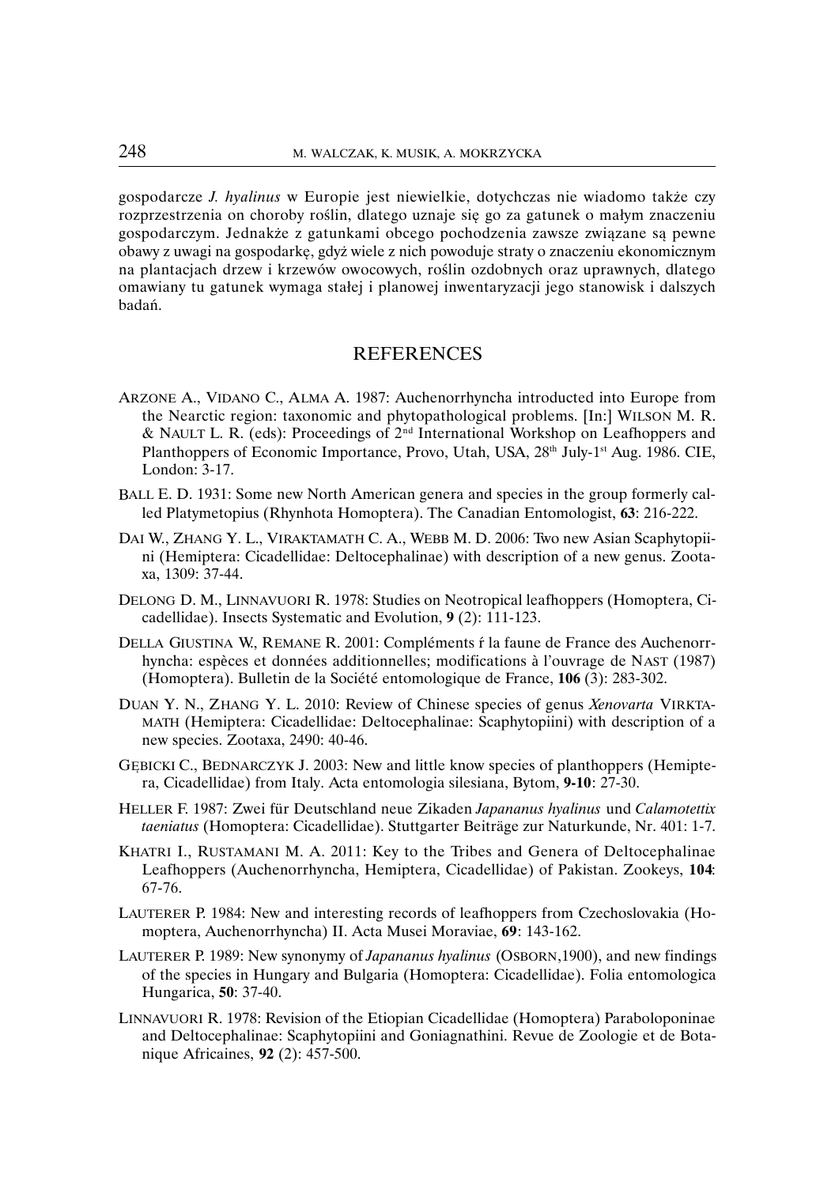gospodarcze *J. hyalinus* w Europie jest niewielkie, dotychczas nie wiadomo także czy rozprzestrzenia on choroby roślin, dlatego uznaje się go za gatunek o małym znaczeniu gospodarczym. Jednakże z gatunkami obcego pochodzenia zawsze związane są pewne obawy z uwagi na gospodarkę, gdyż wiele z nich powoduje straty o znaczeniu ekonomicznym na plantacjach drzew i krzewów owocowych, roślin ozdobnych oraz uprawnych, dlatego omawiany tu gatunek wymaga stałej i planowej inwentaryzacji jego stanowisk i dalszych badań.

## REFERENCES

ARZONE A., VIDANO C., ALMA A. 1987: Auchenorrhyncha introducted into Europe from the Nearctic region: taxonomic and phytopathological problems. [In:] WILSON M. R. & NAULT L. R. (eds): Proceedings of 2nd International Workshop on Leafhoppers and Planthoppers of Economic Importance, Provo, Utah, USA, 28th July-1st Aug. 1986. CIE, London: 3-17.

BALL E. D. 1931: Some new North American genera and species in the group formerly called Platymetopius (Rhynhota Homoptera). The Canadian Entomologist, **63**: 216-222.

DAI W., ZHANG Y. L., VIRAKTAMATH C. A., WEBB M. D. 2006: Two new Asian Scaphytopiini (Hemiptera: Cicadellidae: Deltocephalinae) with description of a new genus. Zootaxa, 1309: 37-44.

DELONG D. M., LINNAVUORI R. 1978: Studies on Neotropical leafhoppers (Homoptera, Cicadellidae). Insects Systematic and Evolution, **9** (2): 111-123.

DELLA GIUSTINA W., REMANE R. 2001: Compléments ŕ la faune de France des Auchenorrhyncha: espèces et données additionnelles; modifications à l'ouvrage de NAST (1987) (Homoptera). Bulletin de la Société entomologique de France, **106** (3): 283-302.

DUAN Y. N., ZHANG Y. L. 2010: Review of Chinese species of genus *Xenovarta* VIRKTAMATH (Hemiptera: Cicadellidae: Deltocephalinae: Scaphytopiini) with description of a new species. Zootaxa, 2490: 40-46.

GĘBICKI C., BEDNARCZYK J. 2003: New and little know species of planthoppers (Hemiptera, Cicadellidae) from Italy. Acta entomologia silesiana, Bytom, **9-10**: 27-30.

HELLER F. 1987: Zwei für Deutschland neue Zikaden *Japananus hyalinus* und *Calamotettix taeniatus* (Homoptera: Cicadellidae). Stuttgarter Beiträge zur Naturkunde, Nr. 401: 1-7.

KHATRI I., RUSTAMANI M. A. 2011: Key to the Tribes and Genera of Deltocephalinae Leafhoppers (Auchenorrhyncha, Hemiptera, Cicadellidae) of Pakistan. Zookeys, **104**: 67-76.

LAUTERER P. 1984: New and interesting records of leafhoppers from Czechoslovakia (Homoptera, Auchenorrhyncha) II. Acta Musei Moraviae, **69**: 143-162.

LAUTERER P. 1989: New synonymy of *Japananus hyalinus* (OSBORN,1900), and new findings of the species in Hungary and Bulgaria (Homoptera: Cicadellidae). Folia entomologica Hungarica, **50**: 37-40.

LINNAVUORI R. 1978: Revision of the Etiopian Cicadellidae (Homoptera) Paraboloponinae and Deltocephalinae: Scaphytopiini and Goniagnathini. Revue de Zoologie et de Botanique Africaines, **92** (2): 457-500.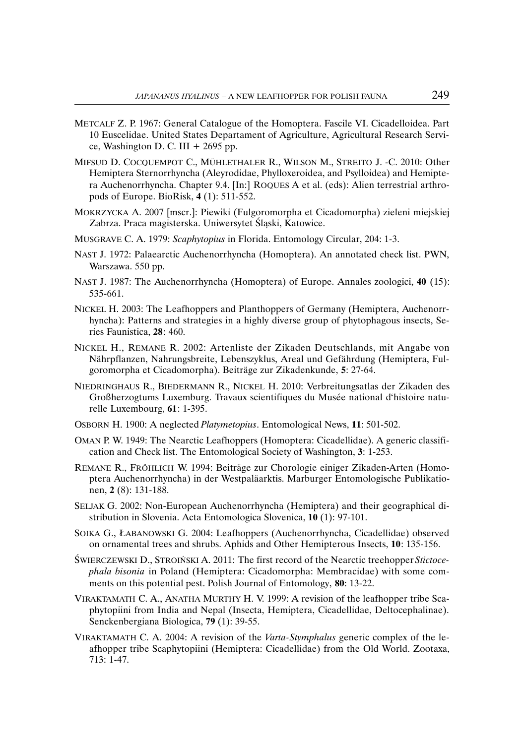METCALF Z. P. 1967: General Catalogue of the Homoptera. Fascile VI. Cicadelloidea. Part 10 Euscelidae. United States Departament of Agriculture, Agricultural Research Service, Washington D. C. III + 2695 pp.

MIFSUD D. COCQUEMPOT C., MÜHLETHALER R., WILSON M., STREITO J. -C. 2010: Other Hemiptera Sternorrhyncha (Aleyrodidae, Phylloxeroidea, and Psylloidea) and Hemiptera Auchenorrhyncha. Chapter 9.4. [In:] ROQUES A et al. (eds): Alien terrestrial arthropods of Europe. BioRisk, **4** (1): 511-552.

MOKRZYCKA A. 2007 [mscr.]: Piewiki (Fulgoromorpha et Cicadomorpha) zieleni miejskiej Zabrza. Praca magisterska. Uniwersytet Śląski, Katowice.

MUSGRAVE C. A. 1979: *Scaphytopius* in Florida. Entomology Circular, 204: 1-3.

NAST J. 1972: Palaearctic Auchenorrhyncha (Homoptera). An annotated check list. PWN, Warszawa. 550 pp.

NAST J. 1987: The Auchenorrhyncha (Homoptera) of Europe. Annales zoologici, **40** (15): 535-661.

NICKEL H. 2003: The Leafhoppers and Planthoppers of Germany (Hemiptera, Auchenorrhyncha): Patterns and strategies in a highly diverse group of phytophagous insects, Series Faunistica, **28**: 460.

NICKEL H., REMANE R. 2002: Artenliste der Zikaden Deutschlands, mit Angabe von Nährpflanzen, Nahrungsbreite, Lebenszyklus, Areal und Gefährdung (Hemiptera, Fulgoromorpha et Cicadomorpha). Beiträge zur Zikadenkunde, **5**: 27-64.

NIEDRINGHAUS R., BIEDERMANN R., NICKEL H. 2010: Verbreitungsatlas der Zikaden des Großherzogtums Luxemburg. Travaux scientifiques du Musée national d'histoire naturelle Luxembourg, **61**: 1-395.

OSBORN H. 1900: A neglected *Platymetopius*. Entomological News, **11**: 501-502.

OMAN P. W. 1949: The Nearctic Leafhoppers (Homoptera: Cicadellidae). A generic classification and Check list. The Entomological Society of Washington, **3**: 1-253.

REMANE R., FRÖHLICH W. 1994: Beiträge zur Chorologie einiger Zikaden-Arten (Homoptera Auchenorrhyncha) in der Westpaläarktis. Marburger Entomologische Publikationen, **2** (8): 131-188.

SELJAK G. 2002: Non-European Auchenorrhyncha (Hemiptera) and their geographical distribution in Slovenia. Acta Entomologica Slovenica, **10** (1): 97-101.

SOIKA G., ŁABANOWSKI G. 2004: Leafhoppers (Auchenorrhyncha, Cicadellidae) observed on ornamental trees and shrubs. Aphids and Other Hemipterous Insects, **10**: 135-156.

ŚWIERCZEWSKI D., STROIŃSKI A. 2011: The first record of the Nearctic treehopper *Stictocephala bisonia* in Poland (Hemiptera: Cicadomorpha: Membracidae) with some comments on this potential pest. Polish Journal of Entomology, **80**: 13-22.

VIRAKTAMATH C. A., ANATHA MURTHY H. V. 1999: A revision of the leafhopper tribe Scaphytopiini from India and Nepal (Insecta, Hemiptera, Cicadellidae, Deltocephalinae). Senckenbergiana Biologica, **79** (1): 39-55.

VIRAKTAMATH C. A. 2004: A revision of the *Varta-Stymphalus* generic complex of the leafhopper tribe Scaphytopiini (Hemiptera: Cicadellidae) from the Old World. Zootaxa, 713: 1-47.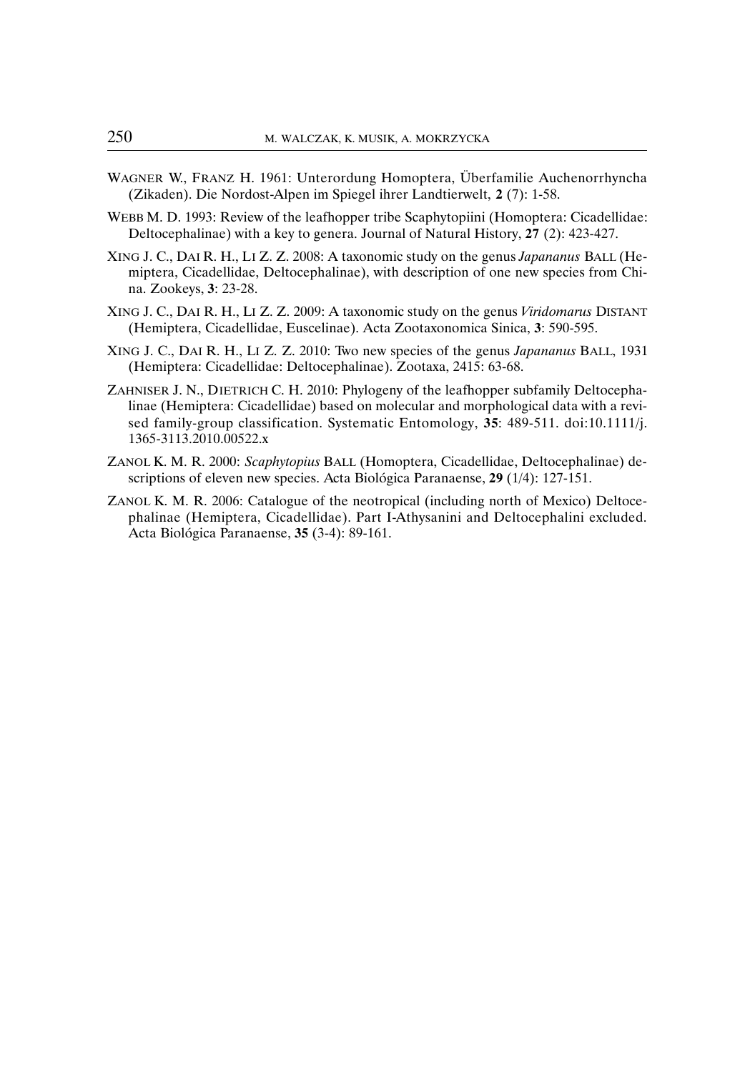WAGNER W., FRANZ H. 1961: Unterordung Homoptera, Überfamilie Auchenorrhyncha (Zikaden). Die Nordost-Alpen im Spiegel ihrer Landtierwelt, **2** (7): 1-58.

WEBB M. D. 1993: Review of the leafhopper tribe Scaphytopiini (Homoptera: Cicadellidae: Deltocephalinae) with a key to genera. Journal of Natural History, **27** (2): 423-427.

XING J. C., DAI R. H., LI Z. Z. 2008: A taxonomic study on the genus *Japananus* BALL (Hemiptera, Cicadellidae, Deltocephalinae), with description of one new species from China. Zookeys, **3**: 23-28.

XING J. C., DAI R. H., LI Z. Z. 2009: A taxonomic study on the genus *Viridomarus* DISTANT (Hemiptera, Cicadellidae, Euscelinae). Acta Zootaxonomica Sinica, **3**: 590-595.

XING J. C., DAI R. H., LI Z. Z. 2010: Two new species of the genus *Japananus* BALL, 1931 (Hemiptera: Cicadellidae: Deltocephalinae). Zootaxa, 2415: 63-68.

ZAHNISER J. N., DIETRICH C. H. 2010: Phylogeny of the leafhopper subfamily Deltocephalinae (Hemiptera: Cicadellidae) based on molecular and morphological data with a revised family-group classification. Systematic Entomology, **35**: 489-511. doi:10.1111/j.1365-3113.2010.00522.x

ZANOL K. M. R. 2000: *Scaphytopius* BALL (Homoptera, Cicadellidae, Deltocephalinae) descriptions of eleven new species. Acta Biológica Paranaense, **29** (1/4): 127-151.

ZANOL K. M. R. 2006: Catalogue of the neotropical (including north of Mexico) Deltocephalinae (Hemiptera, Cicadellidae). Part I-Athysanini and Deltocephalini excluded. Acta Biológica Paranaense, **35** (3-4): 89-161.